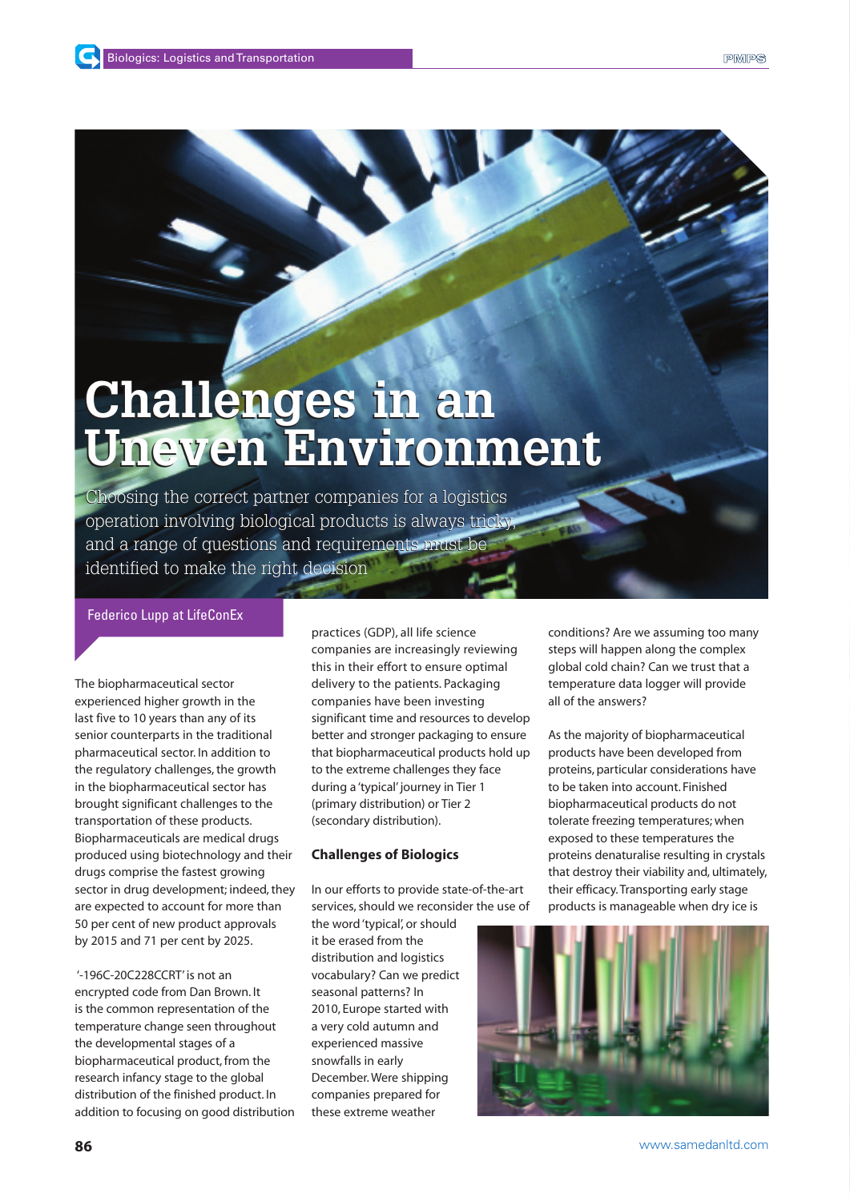# Challenges in an Uneven Environment

Choosing the correct partner companies for a logistics operation involving biological products is always tricky, and a range of questions and requirements must be identified to make the right decision

Federico Lupp at LifeConEx

The biopharmaceutical sector experienced higher growth in the last five to 10 years than any of its senior counterparts in the traditional pharmaceutical sector. In addition to the regulatory challenges, the growth in the biopharmaceutical sector has brought significant challenges to the transportation of these products. Biopharmaceuticals are medical drugs produced using biotechnology and their drugs comprise the fastest growing sector in drug development; indeed, they are expected to account for more than 50 per cent of new product approvals by 2015 and 71 per cent by 2025.

'-196C-20C228CCRT' is not an encrypted code from Dan Brown. It is the common representation of the temperature change seen throughout the developmental stages of a biopharmaceutical product, from the research infancy stage to the global distribution of the finished product. In addition to focusing on good distribution practices (GDP), all life science companies are increasingly reviewing this in their effort to ensure optimal delivery to the patients. Packaging companies have been investing significant time and resources to develop better and stronger packaging to ensure that biopharmaceutical products hold up to the extreme challenges they face during a 'typical' journey in Tier 1 (primary distribution) or Tier 2 (secondary distribution).

## Challenges of Biologics

In our efforts to provide state-of-the-art services, should we reconsider the use of the word 'typical', or should it be erased from the distribution and logistics vocabulary? Can we predict seasonal patterns? In 2010, Europe started with a very cold autumn and experienced massive snowfalls in early December. Were shipping companies prepared for these extreme weather conditions? Are we assuming too many steps will happen along the complex global cold chain? Can we trust that a temperature data logger will provide all of the answers?

As the majority of biopharmaceutical products have been developed from proteins, particular considerations have to be taken into account. Finished biopharmaceutical products do not tolerate freezing temperatures; when exposed to these temperatures the proteins denaturalise resulting in crystals that destroy their viability and, ultimately, their efficacy. Transporting early stage products is manageable when dry ice is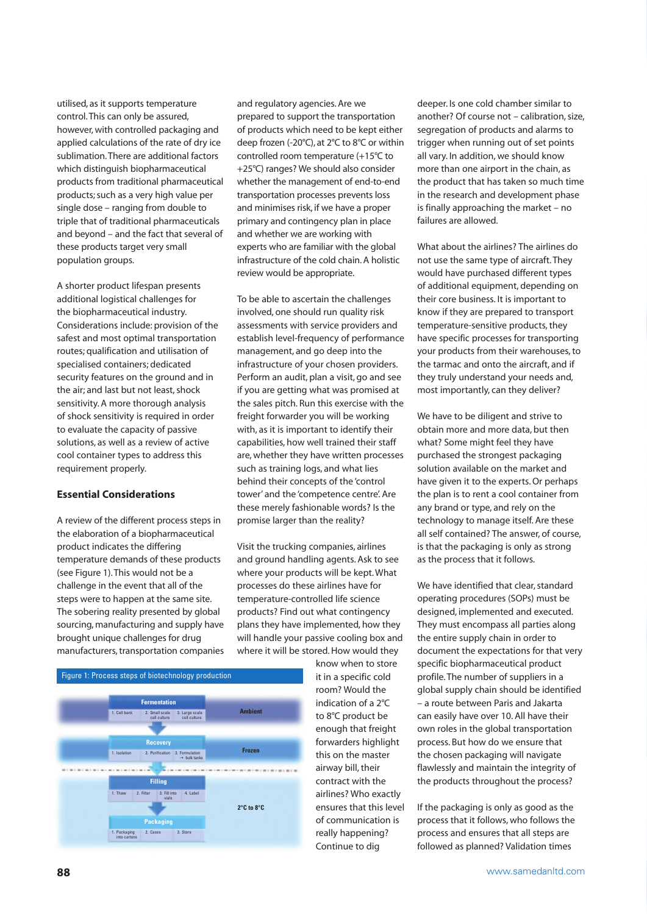utilised, as it supports temperature control. This can only be assured, however, with controlled packaging and applied calculations of the rate of dry ice sublimation. There are additional factors which distinguish biopharmaceutical products from traditional pharmaceutical products; such as a very high value per single dose – ranging from double to triple that of traditional pharmaceuticals and beyond – and the fact that several of these products target very small population groups.

A shorter product lifespan presents additional logistical challenges for the biopharmaceutical industry. Considerations include: provision of the safest and most optimal transportation routes; qualification and utilisation of specialised containers; dedicated security features on the ground and in the air; and last but not least, shock sensitivity. A more thorough analysis of shock sensitivity is required in order to evaluate the capacity of passive solutions, as well as a review of active cool container types to address this requirement properly.

## Essential Considerations

A review of the different process steps in the elaboration of a biopharmaceutical product indicates the differing temperature demands of these products (see Figure 1). This would not be a challenge in the event that all of the steps were to happen at the same site. The sobering reality presented by global sourcing, manufacturing and supply have brought unique challenges for drug manufacturers, transportation companies and regulatory agencies. Are we prepared to support the transportation of products which need to be kept either deep frozen (-20°C), at 2°C to 8°C or within controlled room temperature (+15°C to +25°C) ranges? We should also consider whether the management of end-to-end transportation processes prevents loss and minimises risk, if we have a proper primary and contingency plan in place and whether we are working with experts who are familiar with the global infrastructure of the cold chain. A holistic review would be appropriate.

To be able to ascertain the challenges involved, one should run quality risk assessments with service providers and establish level-frequency of performance management, and go deep into the infrastructure of your chosen providers. Perform an audit, plan a visit, go and see if you are getting what was promised at the sales pitch. Run this exercise with the freight forwarder you will be working with, as it is important to identify their capabilities, how well trained their staff are, whether they have written processes such as training logs, and what lies behind their concepts of the 'control tower' and the 'competence centre'. Are these merely fashionable words? Is the promise larger than the reality?

Visit the trucking companies, airlines and ground handling agents. Ask to see where your products will be kept. What processes do these facilities have for temperature-controlled life science products? Find out what contingency plans they have implemented, how they will handle your passive cooling box and where it will be stored. How would they know when to store it in a specific cold room? Would the indication of a 2°C to 8°C product be enough that freight forwarders highlight this on the master airway bill, their contract with the airlines? Who exactly ensures that this level of communication is really happening? Continue to dig deeper. Is one cold chamber similar to another? Of course not – calibration, size, segregation of products and alarms to trigger when running out of set points all vary. In addition, we should know more than one airport in the chain, as the product that has taken so much time in the research and development phase is finally approaching the market – no failures are allowed.

Figure 1: Process steps of biotechnology production

| Stage | Steps | Temperature |
|---|---|---|
| Fermentation | 1. Cell bank; 2. Small scale cell culture; 3. Large scale cell culture | Ambient |
| Recovery | 1. Isolation; 2. Purification; 3. Formulation → bulk tanks | Frozen |
| Filling | 1. Thaw; 2. Filter; 3. Fill into vials; 4. Label | 2°C to 8°C |
| Packaging | 1. Packaging into cartons; 2. Cases; 3. Store | 2°C to 8°C |

What about the airlines? The airlines do not use the same type of aircraft. They would have purchased different types of additional equipment, depending on their core business. It is important to know if they are prepared to transport temperature-sensitive products, they have specific processes for transporting your products from their warehouses, to the tarmac and onto the aircraft, and if they truly understand your needs and, most importantly, can they deliver?

We have to be diligent and strive to obtain more and more data, but then what? Some might feel they have purchased the strongest packaging solution available on the market and have given it to the experts. Or perhaps the plan is to rent a cool container from any brand or type, and rely on the technology to manage itself. Are these all self contained? The answer, of course, is that the packaging is only as strong as the process that it follows.

We have identified that clear, standard operating procedures (SOPs) must be designed, implemented and executed. They must encompass all parties along the entire supply chain in order to document the expectations for that very specific biopharmaceutical product profile. The number of suppliers in a global supply chain should be identified – a route between Paris and Jakarta can easily have over 10. All have their own roles in the global transportation process. But how do we ensure that the chosen packaging will navigate flawlessly and maintain the integrity of the products throughout the process?

If the packaging is only as good as the process that it follows, who follows the process and ensures that all steps are followed as planned? Validation times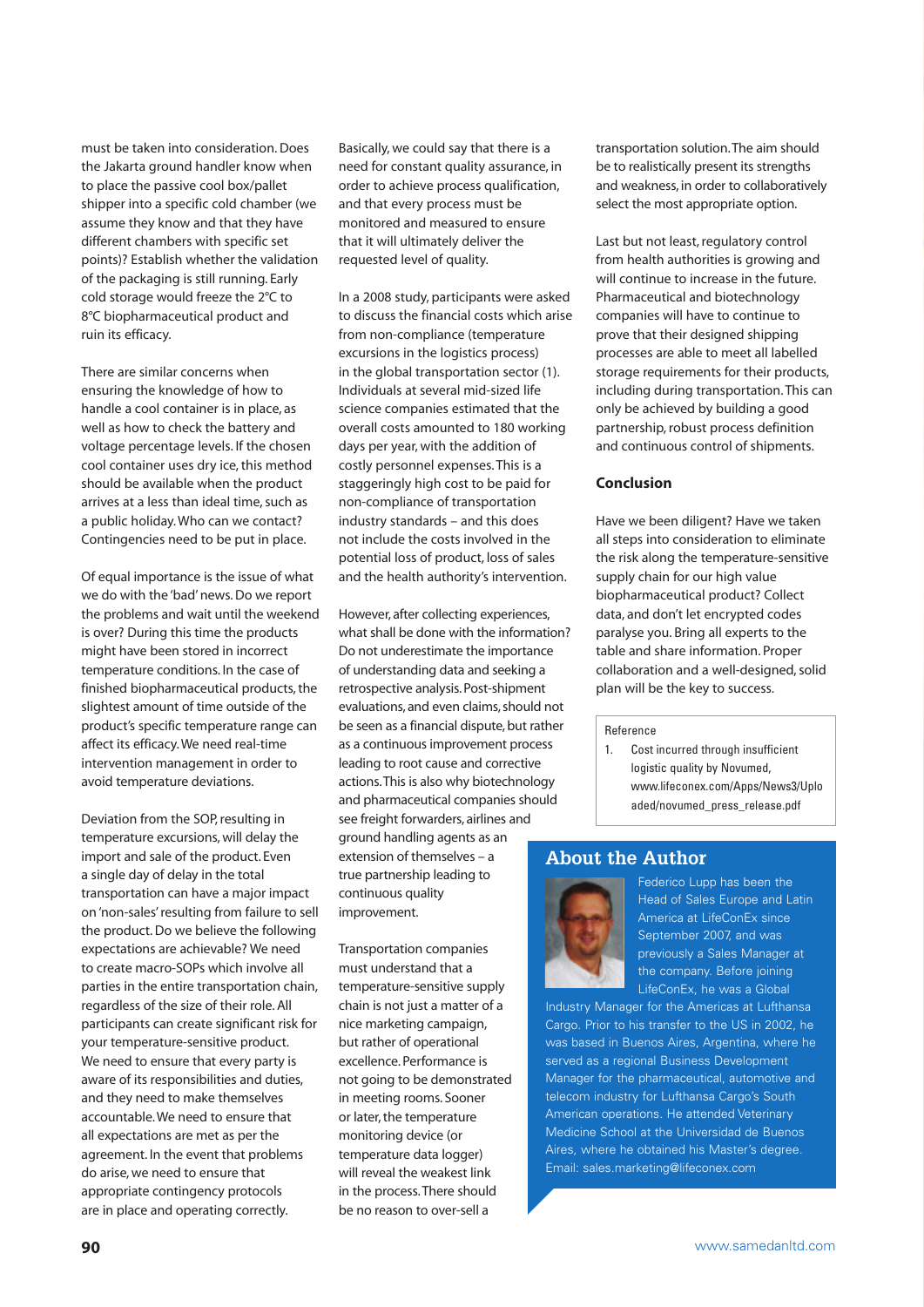must be taken into consideration. Does the Jakarta ground handler know when to place the passive cool box/pallet shipper into a specific cold chamber (we assume they know and that they have different chambers with specific set points)? Establish whether the validation of the packaging is still running. Early cold storage would freeze the 2°C to 8°C biopharmaceutical product and ruin its efficacy.

There are similar concerns when ensuring the knowledge of how to handle a cool container is in place, as well as how to check the battery and voltage percentage levels. If the chosen cool container uses dry ice, this method should be available when the product arrives at a less than ideal time, such as a public holiday. Who can we contact? Contingencies need to be put in place.

Of equal importance is the issue of what we do with the 'bad' news. Do we report the problems and wait until the weekend is over? During this time the products might have been stored in incorrect temperature conditions. In the case of finished biopharmaceutical products, the slightest amount of time outside of the product's specific temperature range can affect its efficacy. We need real-time intervention management in order to avoid temperature deviations.

Deviation from the SOP, resulting in temperature excursions, will delay the import and sale of the product. Even a single day of delay in the total transportation can have a major impact on 'non-sales' resulting from failure to sell the product. Do we believe the following expectations are achievable? We need to create macro-SOPs which involve all parties in the entire transportation chain, regardless of the size of their role. All participants can create significant risk for your temperature-sensitive product. We need to ensure that every party is aware of its responsibilities and duties, and they need to make themselves accountable. We need to ensure that all expectations are met as per the agreement. In the event that problems do arise, we need to ensure that appropriate contingency protocols are in place and operating correctly.

Basically, we could say that there is a need for constant quality assurance, in order to achieve process qualification, and that every process must be monitored and measured to ensure that it will ultimately deliver the requested level of quality.

In a 2008 study, participants were asked to discuss the financial costs which arise from non-compliance (temperature excursions in the logistics process) in the global transportation sector (1). Individuals at several mid-sized life science companies estimated that the overall costs amounted to 180 working days per year, with the addition of costly personnel expenses. This is a staggeringly high cost to be paid for non-compliance of transportation industry standards – and this does not include the costs involved in the potential loss of product, loss of sales and the health authority's intervention.

However, after collecting experiences, what shall be done with the information? Do not underestimate the importance of understanding data and seeking a retrospective analysis. Post-shipment evaluations, and even claims, should not be seen as a financial dispute, but rather as a continuous improvement process leading to root cause and corrective actions. This is also why biotechnology and pharmaceutical companies should see freight forwarders, airlines and ground handling agents as an extension of themselves – a true partnership leading to continuous quality improvement.

Transportation companies must understand that a temperature-sensitive supply chain is not just a matter of a nice marketing campaign, but rather of operational excellence. Performance is not going to be demonstrated in meeting rooms. Sooner or later, the temperature monitoring device (or temperature data logger) will reveal the weakest link in the process. There should be no reason to over-sell a transportation solution. The aim should be to realistically present its strengths and weakness, in order to collaboratively select the most appropriate option.

Last but not least, regulatory control from health authorities is growing and will continue to increase in the future. Pharmaceutical and biotechnology companies will have to continue to prove that their designed shipping processes are able to meet all labelled storage requirements for their products, including during transportation. This can only be achieved by building a good partnership, robust process definition and continuous control of shipments.

## Conclusion

Have we been diligent? Have we taken all steps into consideration to eliminate the risk along the temperature-sensitive supply chain for our high value biopharmaceutical product? Collect data, and don't let encrypted codes paralyse you. Bring all experts to the table and share information. Proper collaboration and a well-designed, solid plan will be the key to success.

### Reference

1. Cost incurred through insufficient logistic quality by Novumed, www.lifeconex.com/Apps/News3/Uploaded/novumed_press_release.pdf

## About the Author

Federico Lupp has been the Head of Sales Europe and Latin America at LifeConEx since September 2007, and was previously a Sales Manager at the company. Before joining LifeConEx, he was a Global Industry Manager for the Americas at Lufthansa Cargo. Prior to his transfer to the US in 2002, he was based in Buenos Aires, Argentina, where he served as a regional Business Development Manager for the pharmaceutical, automotive and telecom industry for Lufthansa Cargo's South American operations. He attended Veterinary Medicine School at the Universidad de Buenos Aires, where he obtained his Master's degree. Email: sales.marketing@lifeconex.com